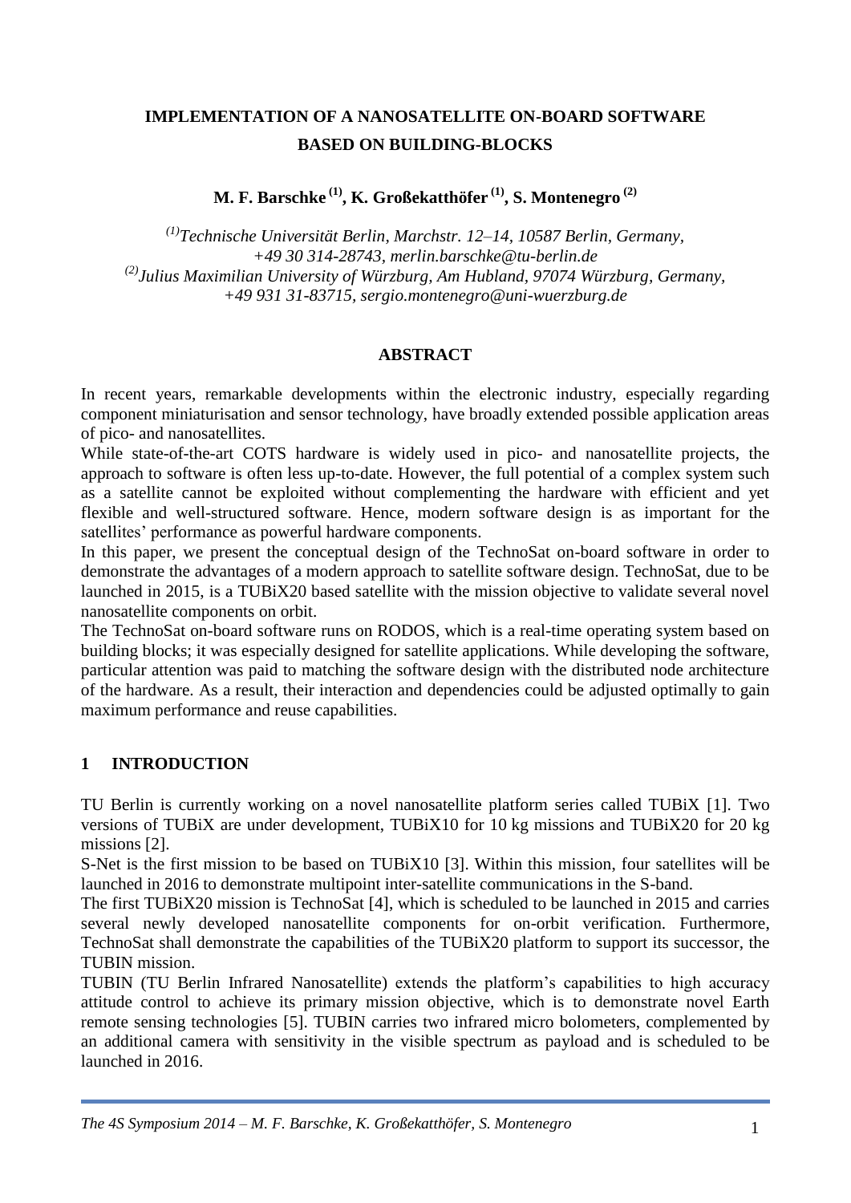# IMPLEMENTATION OF A NANOSATELLITE ON-BOARD SOFTWARE BASED ON BUILDING-BLOCKS

**M. F. Barschke [(1)], K. Großekatthöfer [(1)], S. Montenegro [(2)]**

*[(1)]Technische Universität Berlin, Marchstr. 12–14, 10587 Berlin, Germany, +49 30 314-28743, merlin.barschke@tu-berlin.de*
*[(2)]Julius Maximilian University of Würzburg, Am Hubland, 97074 Würzburg, Germany, +49 931 31-83715, sergio.montenegro@uni-wuerzburg.de*

## ABSTRACT

In recent years, remarkable developments within the electronic industry, especially regarding component miniaturisation and sensor technology, have broadly extended possible application areas of pico- and nanosatellites.

While state-of-the-art COTS hardware is widely used in pico- and nanosatellite projects, the approach to software is often less up-to-date. However, the full potential of a complex system such as a satellite cannot be exploited without complementing the hardware with efficient and yet flexible and well-structured software. Hence, modern software design is as important for the satellites' performance as powerful hardware components.

In this paper, we present the conceptual design of the TechnoSat on-board software in order to demonstrate the advantages of a modern approach to satellite software design. TechnoSat, due to be launched in 2015, is a TUBiX20 based satellite with the mission objective to validate several novel nanosatellite components on orbit.

The TechnoSat on-board software runs on RODOS, which is a real-time operating system based on building blocks; it was especially designed for satellite applications. While developing the software, particular attention was paid to matching the software design with the distributed node architecture of the hardware. As a result, their interaction and dependencies could be adjusted optimally to gain maximum performance and reuse capabilities.

## 1 INTRODUCTION

TU Berlin is currently working on a novel nanosatellite platform series called TUBiX [1]. Two versions of TUBiX are under development, TUBiX10 for 10 kg missions and TUBiX20 for 20 kg missions [2].

S-Net is the first mission to be based on TUBiX10 [3]. Within this mission, four satellites will be launched in 2016 to demonstrate multipoint inter-satellite communications in the S-band.

The first TUBiX20 mission is TechnoSat [4], which is scheduled to be launched in 2015 and carries several newly developed nanosatellite components for on-orbit verification. Furthermore, TechnoSat shall demonstrate the capabilities of the TUBiX20 platform to support its successor, the TUBIN mission.

TUBIN (TU Berlin Infrared Nanosatellite) extends the platform's capabilities to high accuracy attitude control to achieve its primary mission objective, which is to demonstrate novel Earth remote sensing technologies [5]. TUBIN carries two infrared micro bolometers, complemented by an additional camera with sensitivity in the visible spectrum as payload and is scheduled to be launched in 2016.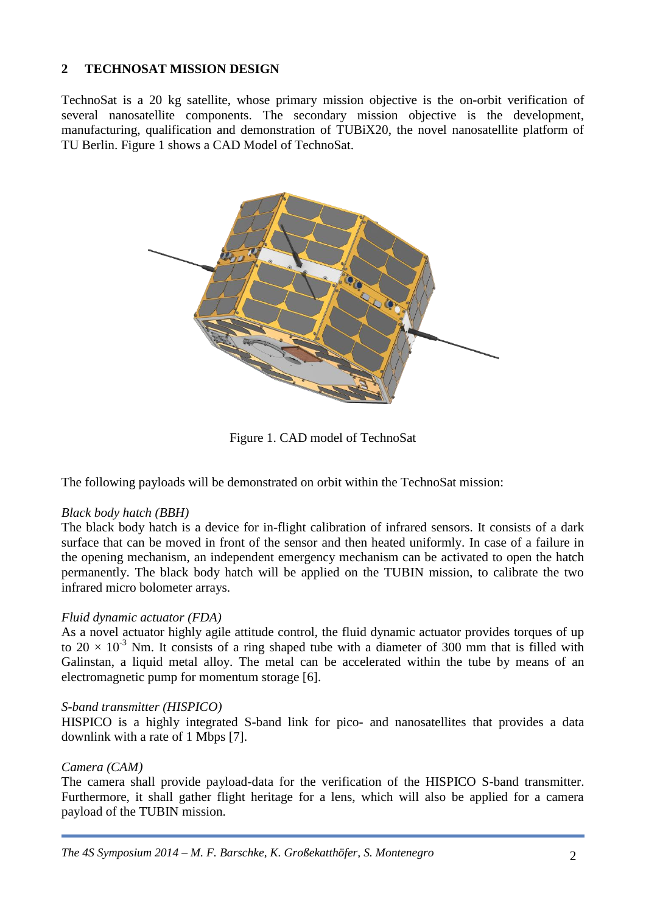## 2 TECHNOSAT MISSION DESIGN

TechnoSat is a 20 kg satellite, whose primary mission objective is the on-orbit verification of several nanosatellite components. The secondary mission objective is the development, manufacturing, qualification and demonstration of TUBiX20, the novel nanosatellite platform of TU Berlin. Figure 1 shows a CAD Model of TechnoSat.

Figure 1. CAD model of TechnoSat

The following payloads will be demonstrated on orbit within the TechnoSat mission:

*Black body hatch (BBH)*
The black body hatch is a device for in-flight calibration of infrared sensors. It consists of a dark surface that can be moved in front of the sensor and then heated uniformly. In case of a failure in the opening mechanism, an independent emergency mechanism can be activated to open the hatch permanently. The black body hatch will be applied on the TUBIN mission, to calibrate the two infrared micro bolometer arrays.

*Fluid dynamic actuator (FDA)*
As a novel actuator highly agile attitude control, the fluid dynamic actuator provides torques of up to $20 \times 10^{-3}$ Nm. It consists of a ring shaped tube with a diameter of 300 mm that is filled with Galinstan, a liquid metal alloy. The metal can be accelerated within the tube by means of an electromagnetic pump for momentum storage [6].

*S-band transmitter (HISPICO)*
HISPICO is a highly integrated S-band link for pico- and nanosatellites that provides a data downlink with a rate of 1 Mbps [7].

*Camera (CAM)*
The camera shall provide payload-data for the verification of the HISPICO S-band transmitter. Furthermore, it shall gather flight heritage for a lens, which will also be applied for a camera payload of the TUBIN mission.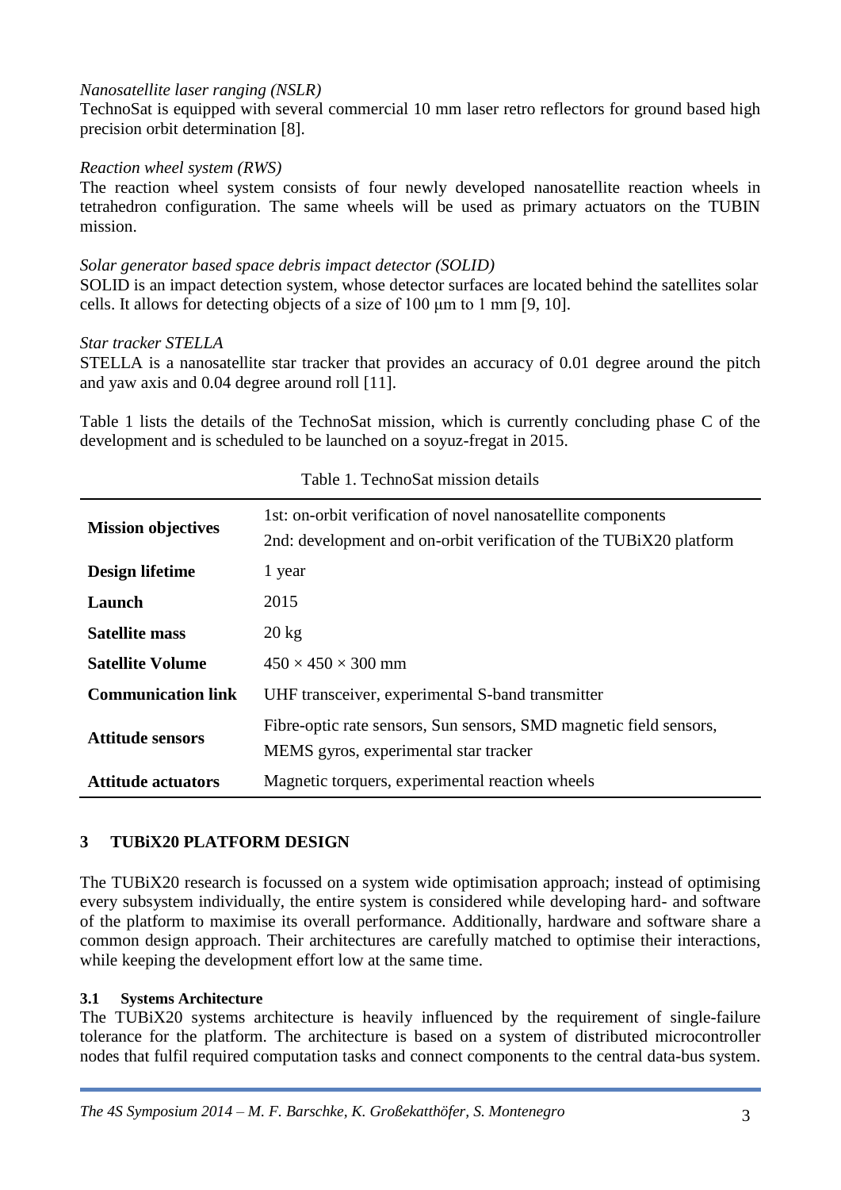*Nanosatellite laser ranging (NSLR)*
TechnoSat is equipped with several commercial 10 mm laser retro reflectors for ground based high precision orbit determination [8].

*Reaction wheel system (RWS)*
The reaction wheel system consists of four newly developed nanosatellite reaction wheels in tetrahedron configuration. The same wheels will be used as primary actuators on the TUBIN mission.

*Solar generator based space debris impact detector (SOLID)*
SOLID is an impact detection system, whose detector surfaces are located behind the satellites solar cells. It allows for detecting objects of a size of 100 μm to 1 mm [9, 10].

*Star tracker STELLA*
STELLA is a nanosatellite star tracker that provides an accuracy of 0.01 degree around the pitch and yaw axis and 0.04 degree around roll [11].

Table 1 lists the details of the TechnoSat mission, which is currently concluding phase C of the development and is scheduled to be launched on a soyuz-fregat in 2015.

Table 1. TechnoSat mission details

| | |
|---|---|
| **Mission objectives** | 1st: on-orbit verification of novel nanosatellite components<br>2nd: development and on-orbit verification of the TUBiX20 platform |
| **Design lifetime** | 1 year |
| **Launch** | 2015 |
| **Satellite mass** | 20 kg |
| **Satellite Volume** | 450 × 450 × 300 mm |
| **Communication link** | UHF transceiver, experimental S-band transmitter |
| **Attitude sensors** | Fibre-optic rate sensors, Sun sensors, SMD magnetic field sensors, MEMS gyros, experimental star tracker |
| **Attitude actuators** | Magnetic torquers, experimental reaction wheels |

## 3 TUBiX20 PLATFORM DESIGN

The TUBiX20 research is focussed on a system wide optimisation approach; instead of optimising every subsystem individually, the entire system is considered while developing hard- and software of the platform to maximise its overall performance. Additionally, hardware and software share a common design approach. Their architectures are carefully matched to optimise their interactions, while keeping the development effort low at the same time.

### 3.1 Systems Architecture

The TUBiX20 systems architecture is heavily influenced by the requirement of single-failure tolerance for the platform. The architecture is based on a system of distributed microcontroller nodes that fulfil required computation tasks and connect components to the central data-bus system.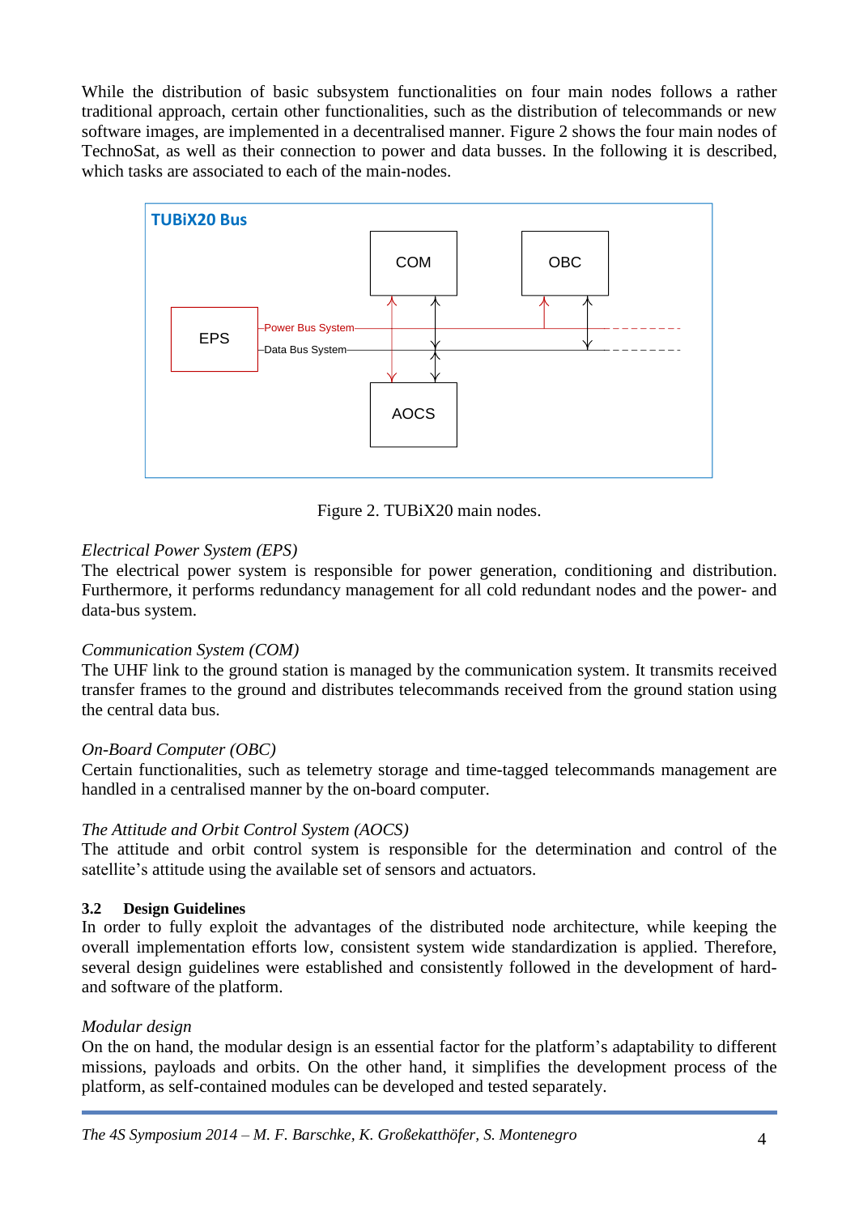While the distribution of basic subsystem functionalities on four main nodes follows a rather traditional approach, certain other functionalities, such as the distribution of telecommands or new software images, are implemented in a decentralised manner. Figure 2 shows the four main nodes of TechnoSat, as well as their connection to power and data busses. In the following it is described, which tasks are associated to each of the main-nodes.

Figure 2. TUBiX20 main nodes.

*Electrical Power System (EPS)*
The electrical power system is responsible for power generation, conditioning and distribution. Furthermore, it performs redundancy management for all cold redundant nodes and the power- and data-bus system.

*Communication System (COM)*
The UHF link to the ground station is managed by the communication system. It transmits received transfer frames to the ground and distributes telecommands received from the ground station using the central data bus.

*On-Board Computer (OBC)*
Certain functionalities, such as telemetry storage and time-tagged telecommands management are handled in a centralised manner by the on-board computer.

*The Attitude and Orbit Control System (AOCS)*
The attitude and orbit control system is responsible for the determination and control of the satellite's attitude using the available set of sensors and actuators.

### 3.2 Design Guidelines

In order to fully exploit the advantages of the distributed node architecture, while keeping the overall implementation efforts low, consistent system wide standardization is applied. Therefore, several design guidelines were established and consistently followed in the development of hard- and software of the platform.

*Modular design*
On the on hand, the modular design is an essential factor for the platform's adaptability to different missions, payloads and orbits. On the other hand, it simplifies the development process of the platform, as self-contained modules can be developed and tested separately.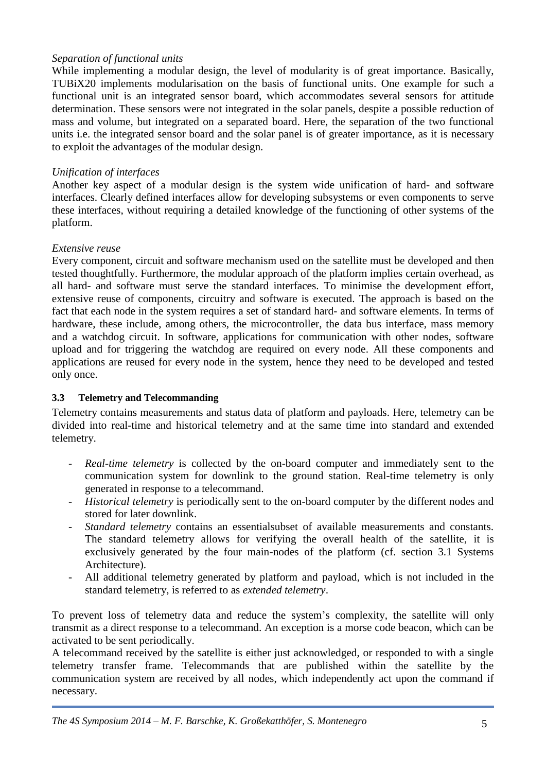*Separation of functional units*

While implementing a modular design, the level of modularity is of great importance. Basically, TUBiX20 implements modularisation on the basis of functional units. One example for such a functional unit is an integrated sensor board, which accommodates several sensors for attitude determination. These sensors were not integrated in the solar panels, despite a possible reduction of mass and volume, but integrated on a separated board. Here, the separation of the two functional units i.e. the integrated sensor board and the solar panel is of greater importance, as it is necessary to exploit the advantages of the modular design.

*Unification of interfaces*

Another key aspect of a modular design is the system wide unification of hard- and software interfaces. Clearly defined interfaces allow for developing subsystems or even components to serve these interfaces, without requiring a detailed knowledge of the functioning of other systems of the platform.

*Extensive reuse*

Every component, circuit and software mechanism used on the satellite must be developed and then tested thoughtfully. Furthermore, the modular approach of the platform implies certain overhead, as all hard- and software must serve the standard interfaces. To minimise the development effort, extensive reuse of components, circuitry and software is executed. The approach is based on the fact that each node in the system requires a set of standard hard- and software elements. In terms of hardware, these include, among others, the microcontroller, the data bus interface, mass memory and a watchdog circuit. In software, applications for communication with other nodes, software upload and for triggering the watchdog are required on every node. All these components and applications are reused for every node in the system, hence they need to be developed and tested only once.

### 3.3 Telemetry and Telecommanding

Telemetry contains measurements and status data of platform and payloads. Here, telemetry can be divided into real-time and historical telemetry and at the same time into standard and extended telemetry.

- *Real-time telemetry* is collected by the on-board computer and immediately sent to the communication system for downlink to the ground station. Real-time telemetry is only generated in response to a telecommand.
- *Historical telemetry* is periodically sent to the on-board computer by the different nodes and stored for later downlink.
- *Standard telemetry* contains an essentialsubset of available measurements and constants. The standard telemetry allows for verifying the overall health of the satellite, it is exclusively generated by the four main-nodes of the platform (cf. section 3.1 Systems Architecture).
- All additional telemetry generated by platform and payload, which is not included in the standard telemetry, is referred to as *extended telemetry*.

To prevent loss of telemetry data and reduce the system's complexity, the satellite will only transmit as a direct response to a telecommand. An exception is a morse code beacon, which can be activated to be sent periodically.

A telecommand received by the satellite is either just acknowledged, or responded to with a single telemetry transfer frame. Telecommands that are published within the satellite by the communication system are received by all nodes, which independently act upon the command if necessary.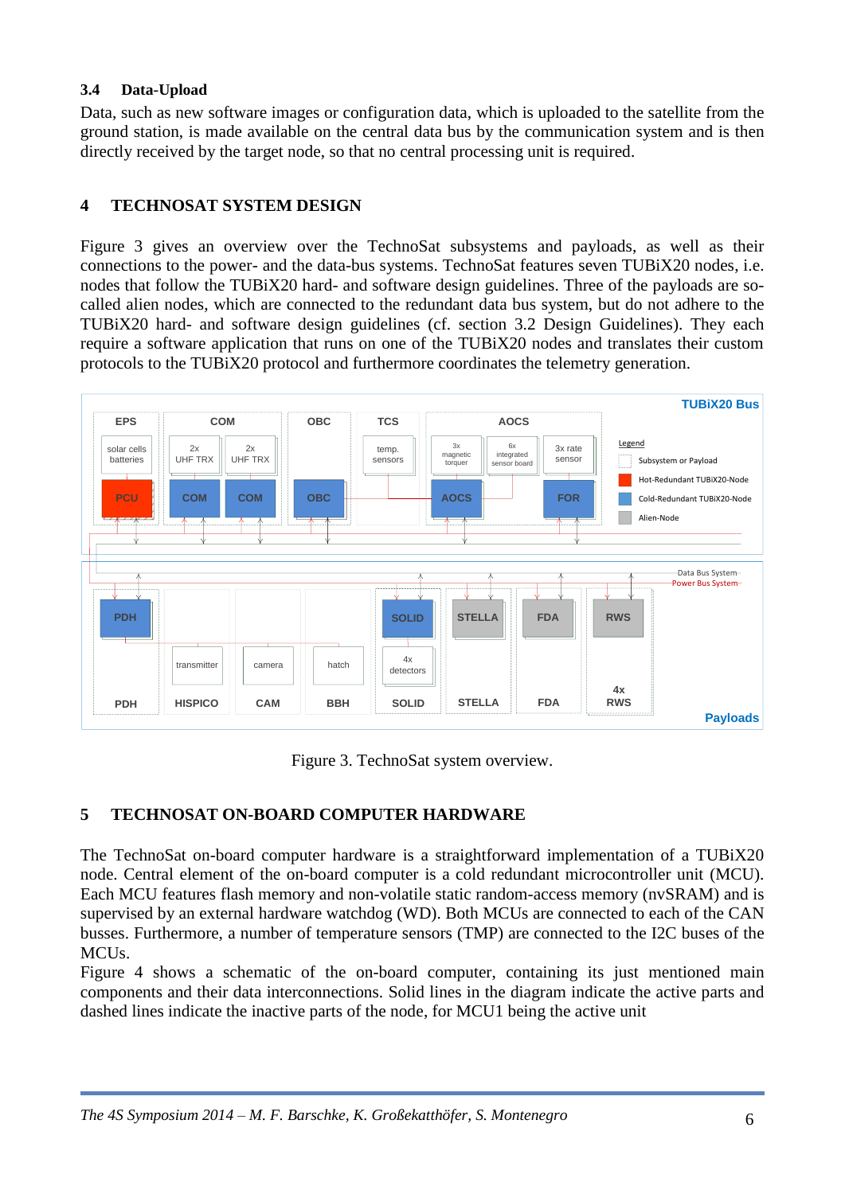### 3.4 Data-Upload

Data, such as new software images or configuration data, which is uploaded to the satellite from the ground station, is made available on the central data bus by the communication system and is then directly received by the target node, so that no central processing unit is required.

## 4 TECHNOSAT SYSTEM DESIGN

Figure 3 gives an overview over the TechnoSat subsystems and payloads, as well as their connections to the power- and the data-bus systems. TechnoSat features seven TUBiX20 nodes, i.e. nodes that follow the TUBiX20 hard- and software design guidelines. Three of the payloads are so-called alien nodes, which are connected to the redundant data bus system, but do not adhere to the TUBiX20 hard- and software design guidelines (cf. section 3.2 Design Guidelines). They each require a software application that runs on one of the TUBiX20 nodes and translates their custom protocols to the TUBiX20 protocol and furthermore coordinates the telemetry generation.

Figure 3. TechnoSat system overview.

## 5 TECHNOSAT ON-BOARD COMPUTER HARDWARE

The TechnoSat on-board computer hardware is a straightforward implementation of a TUBiX20 node. Central element of the on-board computer is a cold redundant microcontroller unit (MCU). Each MCU features flash memory and non-volatile static random-access memory (nvSRAM) and is supervised by an external hardware watchdog (WD). Both MCUs are connected to each of the CAN busses. Furthermore, a number of temperature sensors (TMP) are connected to the I2C buses of the MCUs.

Figure 4 shows a schematic of the on-board computer, containing its just mentioned main components and their data interconnections. Solid lines in the diagram indicate the active parts and dashed lines indicate the inactive parts of the node, for MCU1 being the active unit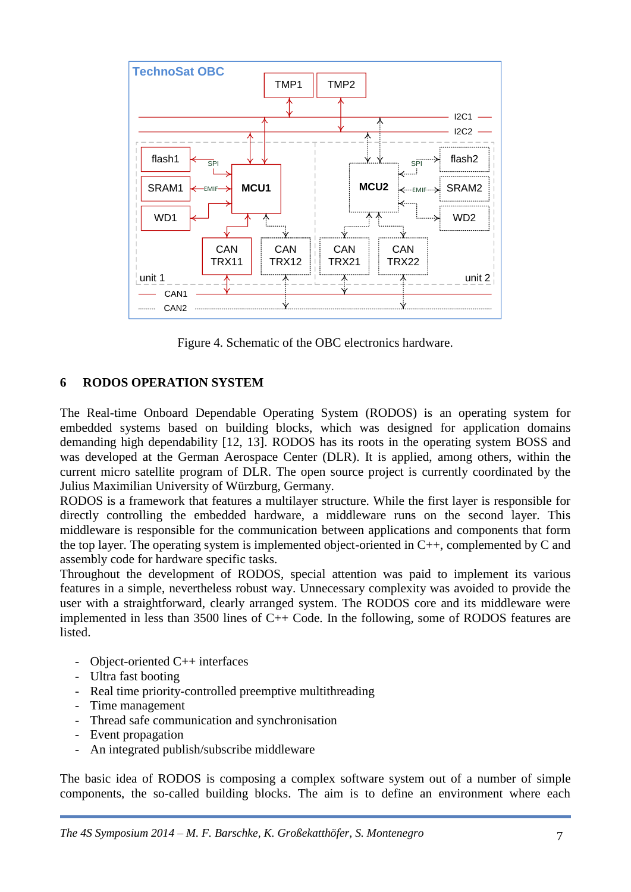Figure 4. Schematic of the OBC electronics hardware.

## 6 RODOS OPERATION SYSTEM

The Real-time Onboard Dependable Operating System (RODOS) is an operating system for embedded systems based on building blocks, which was designed for application domains demanding high dependability [12, 13]. RODOS has its roots in the operating system BOSS and was developed at the German Aerospace Center (DLR). It is applied, among others, within the current micro satellite program of DLR. The open source project is currently coordinated by the Julius Maximilian University of Würzburg, Germany.
RODOS is a framework that features a multilayer structure. While the first layer is responsible for directly controlling the embedded hardware, a middleware runs on the second layer. This middleware is responsible for the communication between applications and components that form the top layer. The operating system is implemented object-oriented in C++, complemented by C and assembly code for hardware specific tasks.
Throughout the development of RODOS, special attention was paid to implement its various features in a simple, nevertheless robust way. Unnecessary complexity was avoided to provide the user with a straightforward, clearly arranged system. The RODOS core and its middleware were implemented in less than 3500 lines of C++ Code. In the following, some of RODOS features are listed.

- Object-oriented C++ interfaces
- Ultra fast booting
- Real time priority-controlled preemptive multithreading
- Time management
- Thread safe communication and synchronisation
- Event propagation
- An integrated publish/subscribe middleware

The basic idea of RODOS is composing a complex software system out of a number of simple components, the so-called building blocks. The aim is to define an environment where each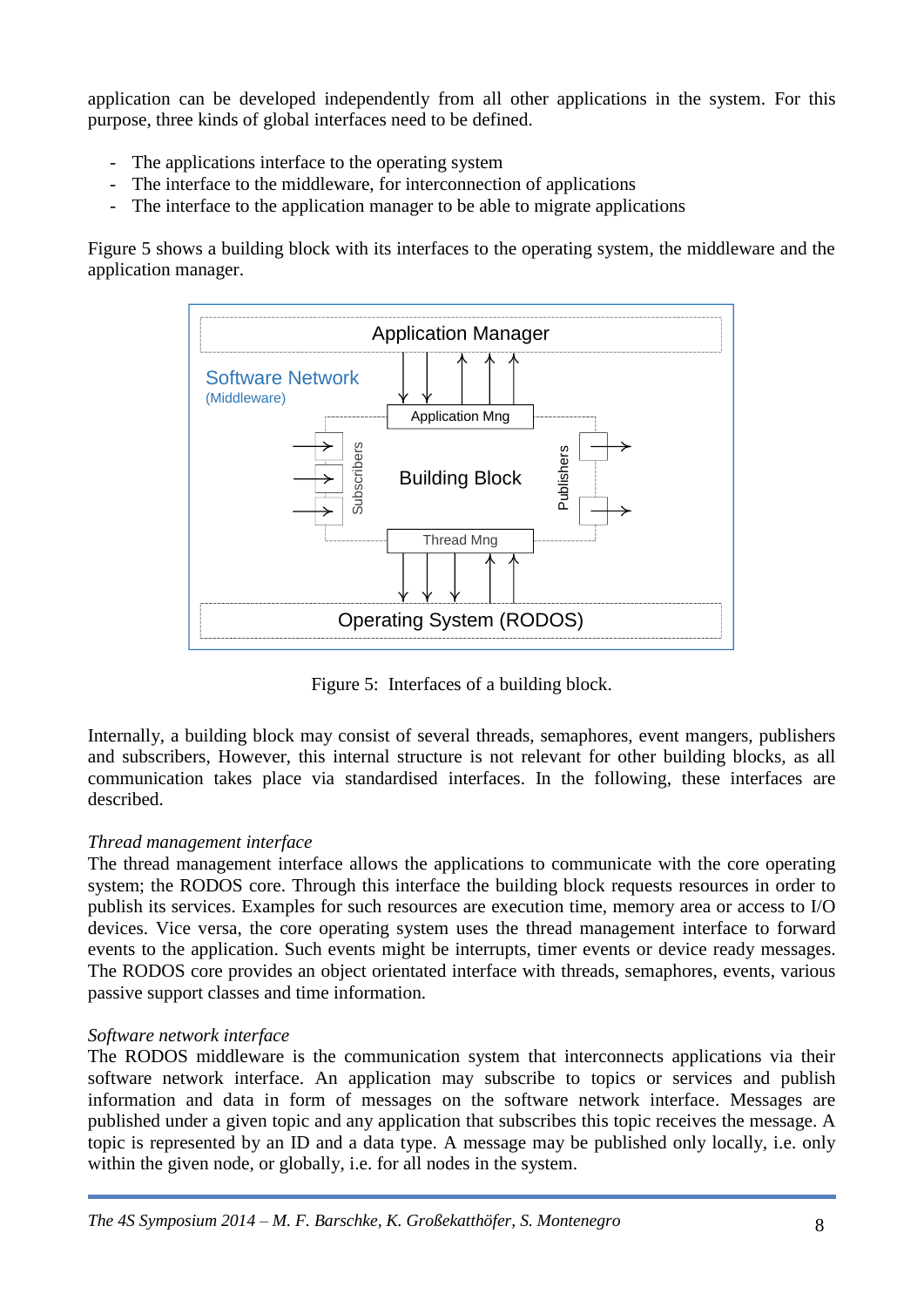application can be developed independently from all other applications in the system. For this purpose, three kinds of global interfaces need to be defined.

- The applications interface to the operating system
- The interface to the middleware, for interconnection of applications
- The interface to the application manager to be able to migrate applications

Figure 5 shows a building block with its interfaces to the operating system, the middleware and the application manager.

Figure 5: Interfaces of a building block.

Internally, a building block may consist of several threads, semaphores, event mangers, publishers and subscribers, However, this internal structure is not relevant for other building blocks, as all communication takes place via standardised interfaces. In the following, these interfaces are described.

*Thread management interface*

The thread management interface allows the applications to communicate with the core operating system; the RODOS core. Through this interface the building block requests resources in order to publish its services. Examples for such resources are execution time, memory area or access to I/O devices. Vice versa, the core operating system uses the thread management interface to forward events to the application. Such events might be interrupts, timer events or device ready messages. The RODOS core provides an object orientated interface with threads, semaphores, events, various passive support classes and time information.

*Software network interface*

The RODOS middleware is the communication system that interconnects applications via their software network interface. An application may subscribe to topics or services and publish information and data in form of messages on the software network interface. Messages are published under a given topic and any application that subscribes this topic receives the message. A topic is represented by an ID and a data type. A message may be published only locally, i.e. only within the given node, or globally, i.e. for all nodes in the system.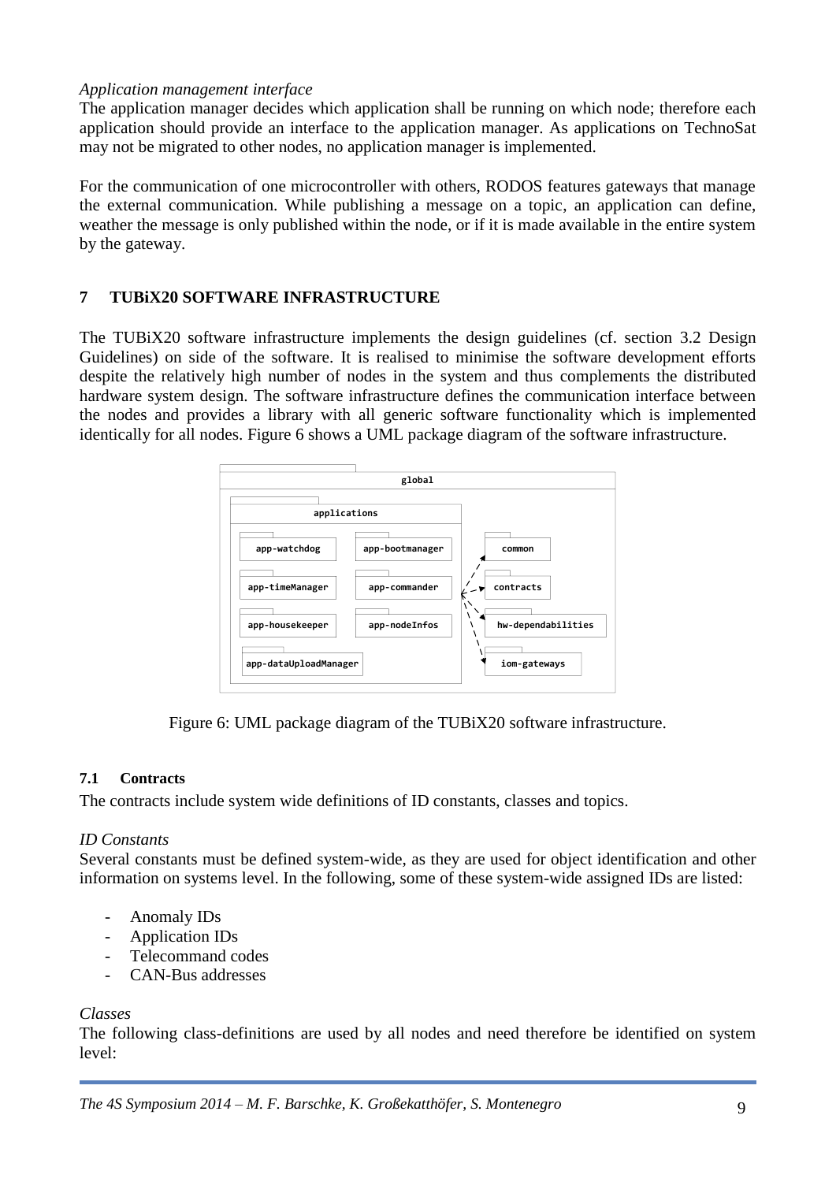*Application management interface*
The application manager decides which application shall be running on which node; therefore each application should provide an interface to the application manager. As applications on TechnoSat may not be migrated to other nodes, no application manager is implemented.

For the communication of one microcontroller with others, RODOS features gateways that manage the external communication. While publishing a message on a topic, an application can define, weather the message is only published within the node, or if it is made available in the entire system by the gateway.

## 7 TUBiX20 SOFTWARE INFRASTRUCTURE

The TUBiX20 software infrastructure implements the design guidelines (cf. section 3.2 Design Guidelines) on side of the software. It is realised to minimise the software development efforts despite the relatively high number of nodes in the system and thus complements the distributed hardware system design. The software infrastructure defines the communication interface between the nodes and provides a library with all generic software functionality which is implemented identically for all nodes. Figure 6 shows a UML package diagram of the software infrastructure.

Figure 6: UML package diagram of the TUBiX20 software infrastructure.

### 7.1 Contracts

The contracts include system wide definitions of ID constants, classes and topics.

*ID Constants*
Several constants must be defined system-wide, as they are used for object identification and other information on systems level. In the following, some of these system-wide assigned IDs are listed:

- Anomaly IDs
- Application IDs
- Telecommand codes
- CAN-Bus addresses

*Classes*
The following class-definitions are used by all nodes and need therefore be identified on system level: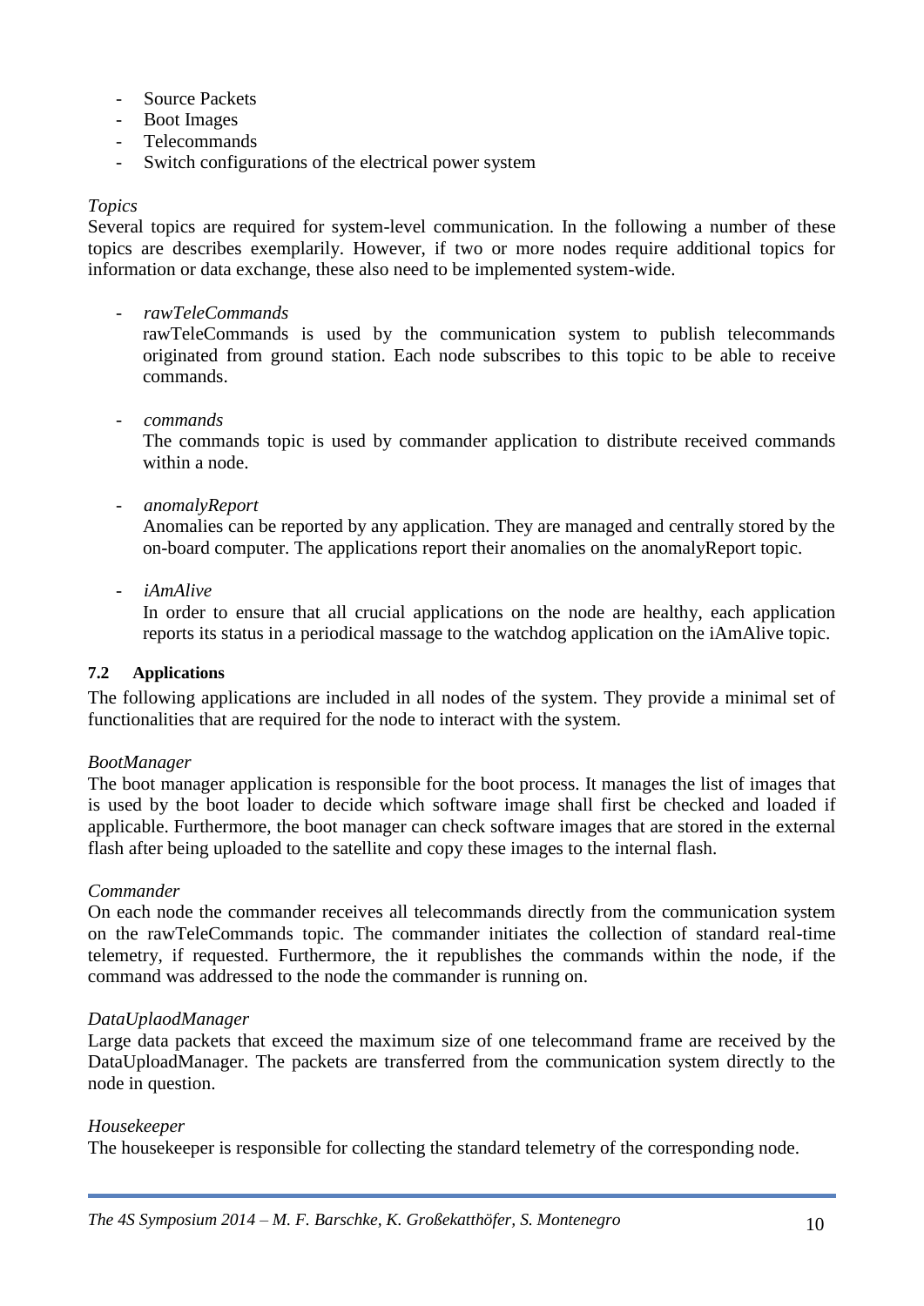- Source Packets
- Boot Images
- Telecommands
- Switch configurations of the electrical power system

*Topics*

Several topics are required for system-level communication. In the following a number of these topics are describes exemplarily. However, if two or more nodes require additional topics for information or data exchange, these also need to be implemented system-wide.

- *rawTeleCommands*
  rawTeleCommands is used by the communication system to publish telecommands originated from ground station. Each node subscribes to this topic to be able to receive commands.

- *commands*
  The commands topic is used by commander application to distribute received commands within a node.

- *anomalyReport*
  Anomalies can be reported by any application. They are managed and centrally stored by the on-board computer. The applications report their anomalies on the anomalyReport topic.

- *iAmAlive*
  In order to ensure that all crucial applications on the node are healthy, each application reports its status in a periodical massage to the watchdog application on the iAmAlive topic.

### 7.2 Applications

The following applications are included in all nodes of the system. They provide a minimal set of functionalities that are required for the node to interact with the system.

*BootManager*

The boot manager application is responsible for the boot process. It manages the list of images that is used by the boot loader to decide which software image shall first be checked and loaded if applicable. Furthermore, the boot manager can check software images that are stored in the external flash after being uploaded to the satellite and copy these images to the internal flash.

*Commander*

On each node the commander receives all telecommands directly from the communication system on the rawTeleCommands topic. The commander initiates the collection of standard real-time telemetry, if requested. Furthermore, the it republishes the commands within the node, if the command was addressed to the node the commander is running on.

*DataUplaodManager*

Large data packets that exceed the maximum size of one telecommand frame are received by the DataUploadManager. The packets are transferred from the communication system directly to the node in question.

*Housekeeper*

The housekeeper is responsible for collecting the standard telemetry of the corresponding node.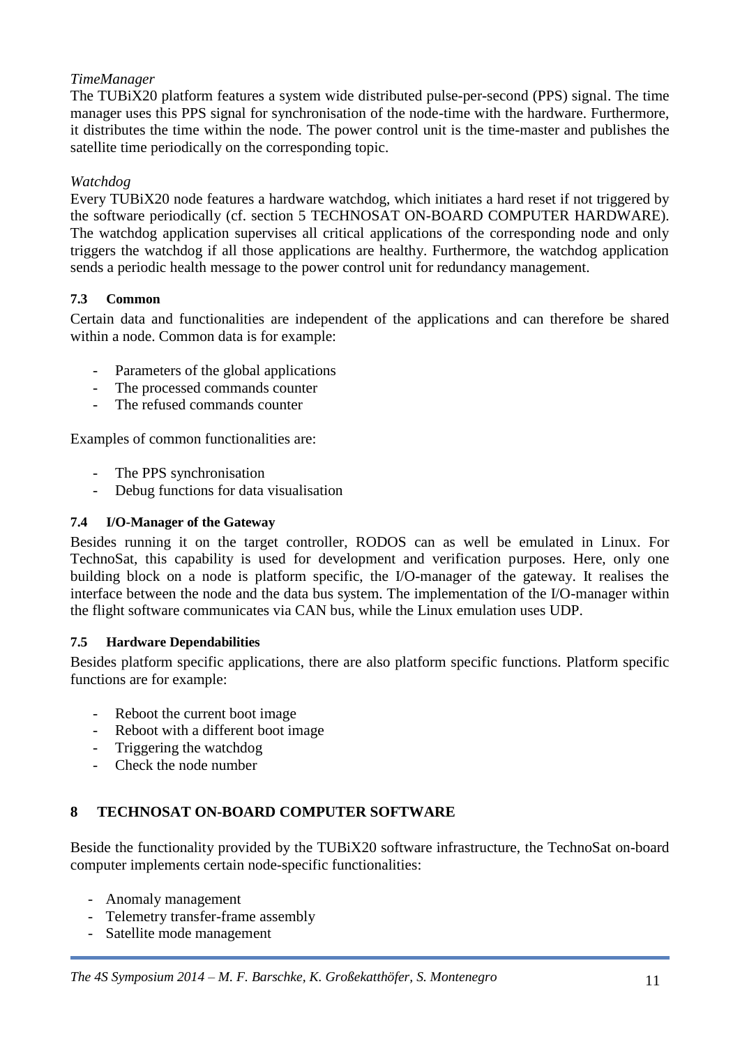*TimeManager*

The TUBiX20 platform features a system wide distributed pulse-per-second (PPS) signal. The time manager uses this PPS signal for synchronisation of the node-time with the hardware. Furthermore, it distributes the time within the node. The power control unit is the time-master and publishes the satellite time periodically on the corresponding topic.

*Watchdog*

Every TUBiX20 node features a hardware watchdog, which initiates a hard reset if not triggered by the software periodically (cf. section 5 TECHNOSAT ON-BOARD COMPUTER HARDWARE). The watchdog application supervises all critical applications of the corresponding node and only triggers the watchdog if all those applications are healthy. Furthermore, the watchdog application sends a periodic health message to the power control unit for redundancy management.

### 7.3 Common

Certain data and functionalities are independent of the applications and can therefore be shared within a node. Common data is for example:

- Parameters of the global applications
- The processed commands counter
- The refused commands counter

Examples of common functionalities are:

- The PPS synchronisation
- Debug functions for data visualisation

### 7.4 I/O-Manager of the Gateway

Besides running it on the target controller, RODOS can as well be emulated in Linux. For TechnoSat, this capability is used for development and verification purposes. Here, only one building block on a node is platform specific, the I/O-manager of the gateway. It realises the interface between the node and the data bus system. The implementation of the I/O-manager within the flight software communicates via CAN bus, while the Linux emulation uses UDP.

### 7.5 Hardware Dependabilities

Besides platform specific applications, there are also platform specific functions. Platform specific functions are for example:

- Reboot the current boot image
- Reboot with a different boot image
- Triggering the watchdog
- Check the node number

## 8 TECHNOSAT ON-BOARD COMPUTER SOFTWARE

Beside the functionality provided by the TUBiX20 software infrastructure, the TechnoSat on-board computer implements certain node-specific functionalities:

- Anomaly management
- Telemetry transfer-frame assembly
- Satellite mode management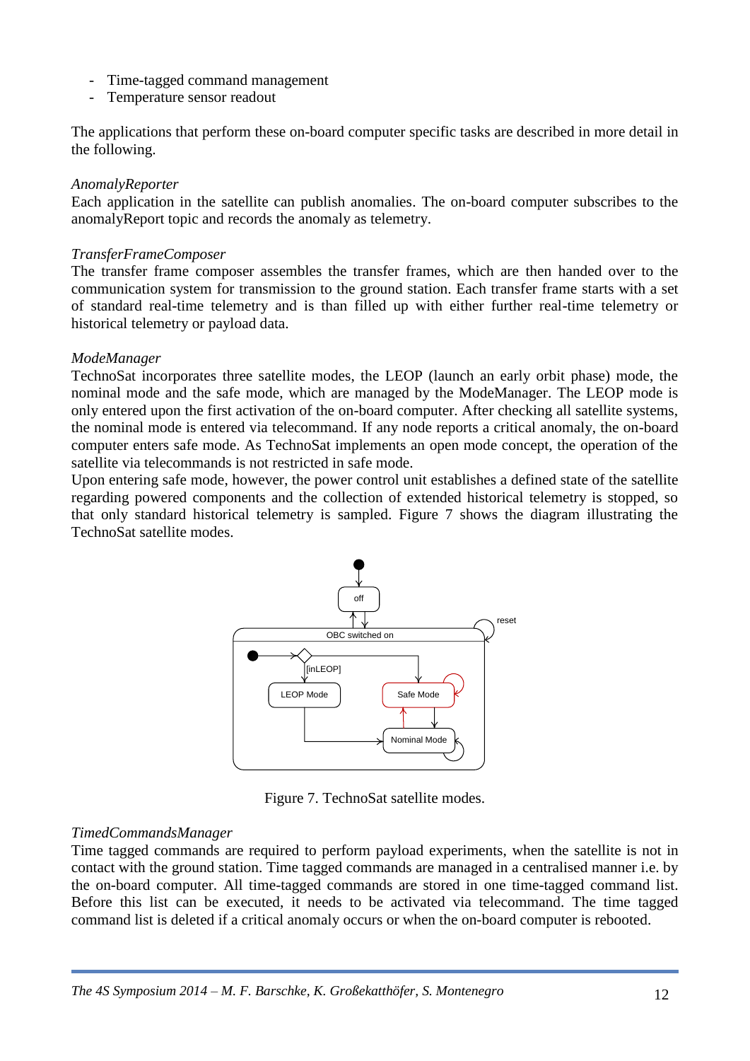- Time-tagged command management
- Temperature sensor readout

The applications that perform these on-board computer specific tasks are described in more detail in the following.

*AnomalyReporter*
Each application in the satellite can publish anomalies. The on-board computer subscribes to the anomalyReport topic and records the anomaly as telemetry.

*TransferFrameComposer*
The transfer frame composer assembles the transfer frames, which are then handed over to the communication system for transmission to the ground station. Each transfer frame starts with a set of standard real-time telemetry and is than filled up with either further real-time telemetry or historical telemetry or payload data.

*ModeManager*
TechnoSat incorporates three satellite modes, the LEOP (launch an early orbit phase) mode, the nominal mode and the safe mode, which are managed by the ModeManager. The LEOP mode is only entered upon the first activation of the on-board computer. After checking all satellite systems, the nominal mode is entered via telecommand. If any node reports a critical anomaly, the on-board computer enters safe mode. As TechnoSat implements an open mode concept, the operation of the satellite via telecommands is not restricted in safe mode.
Upon entering safe mode, however, the power control unit establishes a defined state of the satellite regarding powered components and the collection of extended historical telemetry is stopped, so that only standard historical telemetry is sampled. Figure 7 shows the diagram illustrating the TechnoSat satellite modes.

Figure 7. TechnoSat satellite modes.

*TimedCommandsManager*
Time tagged commands are required to perform payload experiments, when the satellite is not in contact with the ground station. Time tagged commands are managed in a centralised manner i.e. by the on-board computer. All time-tagged commands are stored in one time-tagged command list. Before this list can be executed, it needs to be activated via telecommand. The time tagged command list is deleted if a critical anomaly occurs or when the on-board computer is rebooted.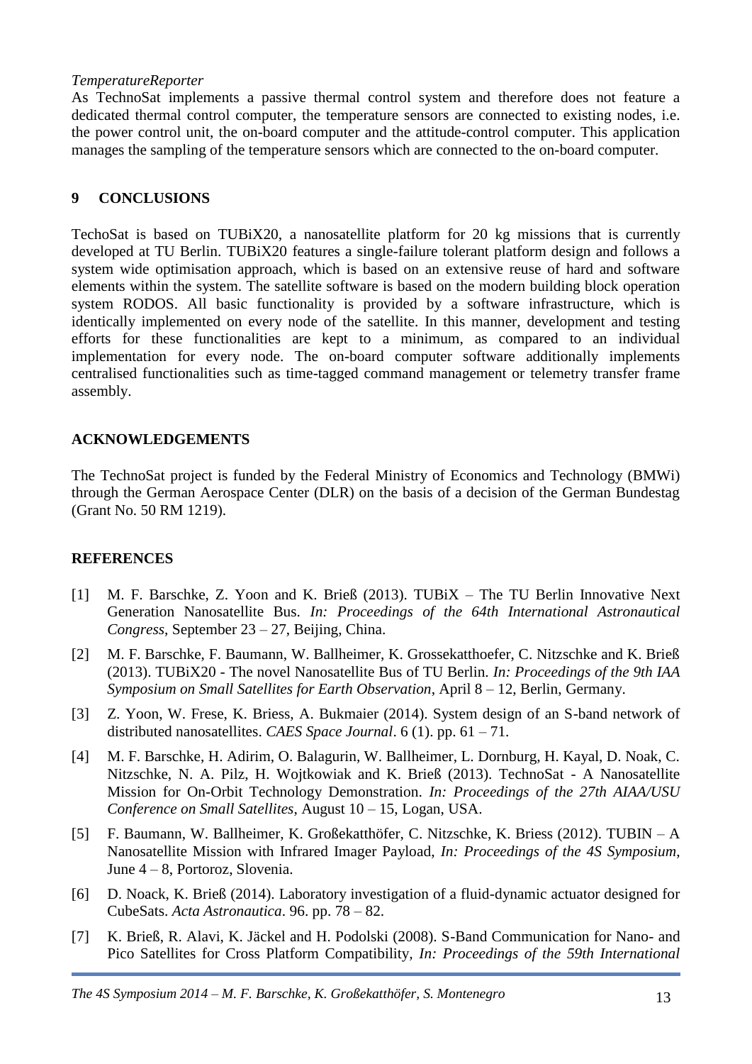*TemperatureReporter*

As TechnoSat implements a passive thermal control system and therefore does not feature a dedicated thermal control computer, the temperature sensors are connected to existing nodes, i.e. the power control unit, the on-board computer and the attitude-control computer. This application manages the sampling of the temperature sensors which are connected to the on-board computer.

## 9 CONCLUSIONS

TechoSat is based on TUBiX20, a nanosatellite platform for 20 kg missions that is currently developed at TU Berlin. TUBiX20 features a single-failure tolerant platform design and follows a system wide optimisation approach, which is based on an extensive reuse of hard and software elements within the system. The satellite software is based on the modern building block operation system RODOS. All basic functionality is provided by a software infrastructure, which is identically implemented on every node of the satellite. In this manner, development and testing efforts for these functionalities are kept to a minimum, as compared to an individual implementation for every node. The on-board computer software additionally implements centralised functionalities such as time-tagged command management or telemetry transfer frame assembly.

## ACKNOWLEDGEMENTS

The TechnoSat project is funded by the Federal Ministry of Economics and Technology (BMWi) through the German Aerospace Center (DLR) on the basis of a decision of the German Bundestag (Grant No. 50 RM 1219).

## REFERENCES

[1] M. F. Barschke, Z. Yoon and K. Brieß (2013). TUBiX – The TU Berlin Innovative Next Generation Nanosatellite Bus. *In: Proceedings of the 64th International Astronautical Congress*, September 23 – 27, Beijing, China.

[2] M. F. Barschke, F. Baumann, W. Ballheimer, K. Grossekatthoefer, C. Nitzschke and K. Brieß (2013). TUBiX20 - The novel Nanosatellite Bus of TU Berlin. *In: Proceedings of the 9th IAA Symposium on Small Satellites for Earth Observation*, April 8 – 12, Berlin, Germany.

[3] Z. Yoon, W. Frese, K. Briess, A. Bukmaier (2014). System design of an S-band network of distributed nanosatellites. *CAES Space Journal*. 6 (1). pp. 61 – 71.

[4] M. F. Barschke, H. Adirim, O. Balagurin, W. Ballheimer, L. Dornburg, H. Kayal, D. Noak, C. Nitzschke, N. A. Pilz, H. Wojtkowiak and K. Brieß (2013). TechnoSat - A Nanosatellite Mission for On-Orbit Technology Demonstration. *In: Proceedings of the 27th AIAA/USU Conference on Small Satellites*, August 10 – 15, Logan, USA.

[5] F. Baumann, W. Ballheimer, K. Großekatthöfer, C. Nitzschke, K. Briess (2012). TUBIN – A Nanosatellite Mission with Infrared Imager Payload, *In: Proceedings of the 4S Symposium*, June 4 – 8, Portoroz, Slovenia.

[6] D. Noack, K. Brieß (2014). Laboratory investigation of a fluid-dynamic actuator designed for CubeSats. *Acta Astronautica*. 96. pp. 78 – 82.

[7] K. Brieß, R. Alavi, K. Jäckel and H. Podolski (2008). S-Band Communication for Nano- and Pico Satellites for Cross Platform Compatibility, *In: Proceedings of the 59th International*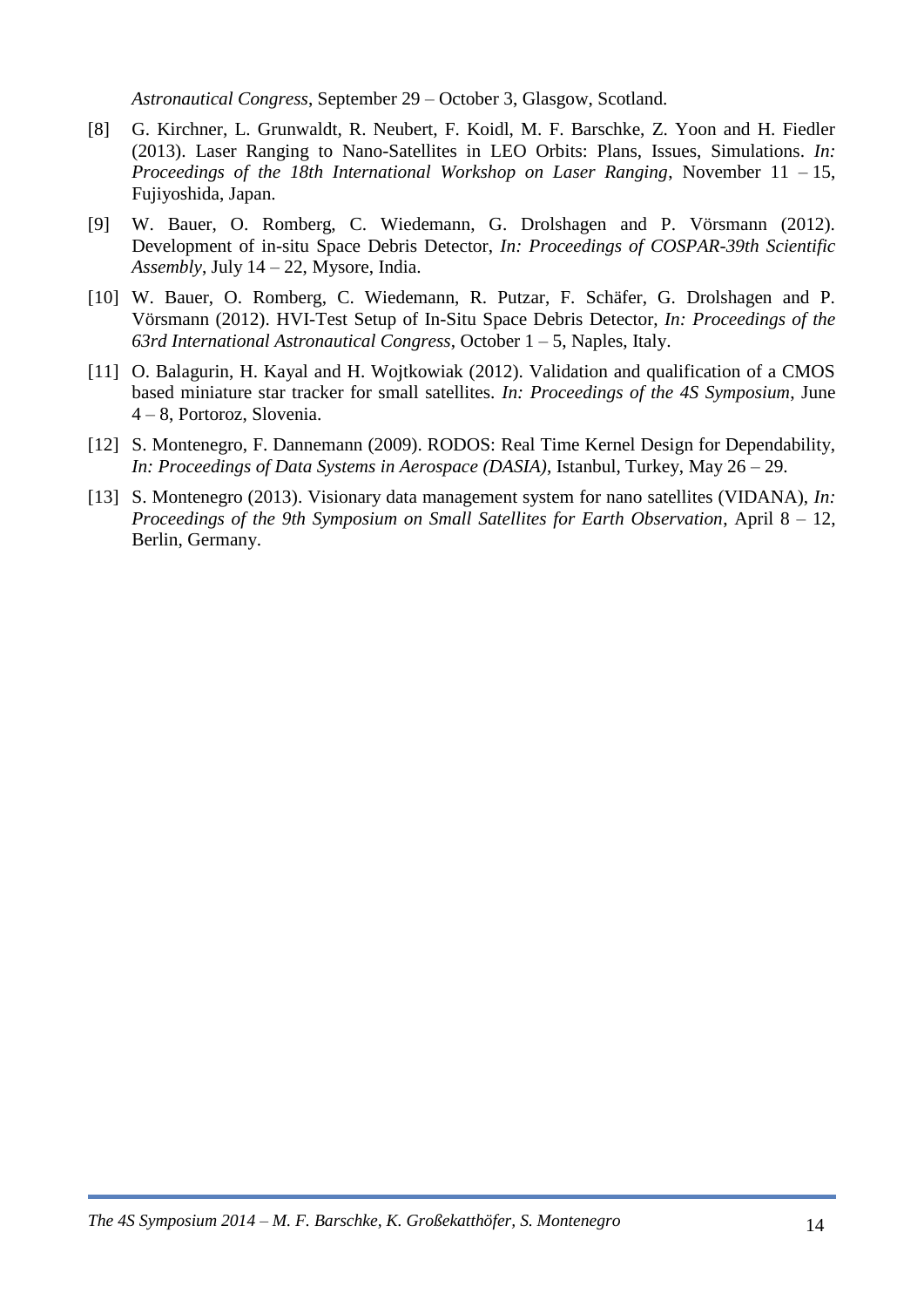*Astronautical Congress*, September 29 – October 3, Glasgow, Scotland.

[8] G. Kirchner, L. Grunwaldt, R. Neubert, F. Koidl, M. F. Barschke, Z. Yoon and H. Fiedler (2013). Laser Ranging to Nano-Satellites in LEO Orbits: Plans, Issues, Simulations. *In: Proceedings of the 18th International Workshop on Laser Ranging*, November 11 – 15, Fujiyoshida, Japan.

[9] W. Bauer, O. Romberg, C. Wiedemann, G. Drolshagen and P. Vörsmann (2012). Development of in-situ Space Debris Detector, *In: Proceedings of COSPAR-39th Scientific Assembly*, July 14 – 22, Mysore, India.

[10] W. Bauer, O. Romberg, C. Wiedemann, R. Putzar, F. Schäfer, G. Drolshagen and P. Vörsmann (2012). HVI-Test Setup of In-Situ Space Debris Detector, *In: Proceedings of the 63rd International Astronautical Congress*, October 1 – 5, Naples, Italy.

[11] O. Balagurin, H. Kayal and H. Wojtkowiak (2012). Validation and qualification of a CMOS based miniature star tracker for small satellites. *In: Proceedings of the 4S Symposium*, June 4 – 8, Portoroz, Slovenia.

[12] S. Montenegro, F. Dannemann (2009). RODOS: Real Time Kernel Design for Dependability, *In: Proceedings of Data Systems in Aerospace (DASIA)*, Istanbul, Turkey, May 26 – 29.

[13] S. Montenegro (2013). Visionary data management system for nano satellites (VIDANA), *In: Proceedings of the 9th Symposium on Small Satellites for Earth Observation*, April 8 – 12, Berlin, Germany.